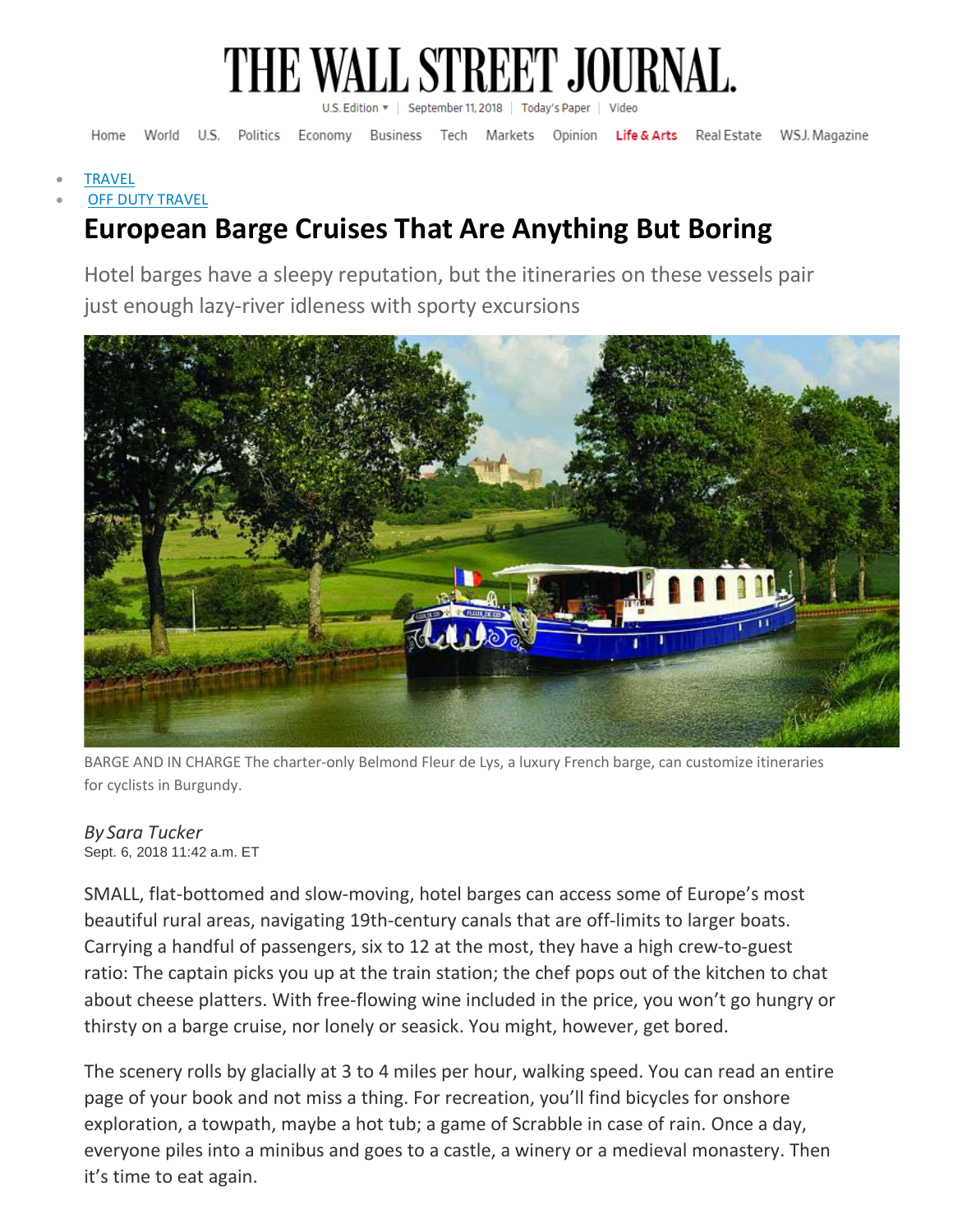# THE WALL STREET JOURNAL.

U.S. Edition | September 11, 2018 | Today's Paper | Video

Home World U.S. Politics Economy Business Tech Markets Opinion Life & Arts Real Estate WSJ. Magazine

- TRAVEL
- OFF DUTY TRAVEL

# European Barge Cruises That Are Anything But Boring

Hotel barges have a sleepy reputation, but the itineraries on these vessels pair just enough lazy-river idleness with sporty excursions

BARGE AND IN CHARGE The charter-only Belmond Fleur de Lys, a luxury French barge, can customize itineraries for cyclists in Burgundy.

*By Sara Tucker*
Sept. 6, 2018 11:42 a.m. ET

SMALL, flat-bottomed and slow-moving, hotel barges can access some of Europe's most beautiful rural areas, navigating 19th-century canals that are off-limits to larger boats. Carrying a handful of passengers, six to 12 at the most, they have a high crew-to-guest ratio: The captain picks you up at the train station; the chef pops out of the kitchen to chat about cheese platters. With free-flowing wine included in the price, you won't go hungry or thirsty on a barge cruise, nor lonely or seasick. You might, however, get bored.

The scenery rolls by glacially at 3 to 4 miles per hour, walking speed. You can read an entire page of your book and not miss a thing. For recreation, you'll find bicycles for onshore exploration, a towpath, maybe a hot tub; a game of Scrabble in case of rain. Once a day, everyone piles into a minibus and goes to a castle, a winery or a medieval monastery. Then it's time to eat again.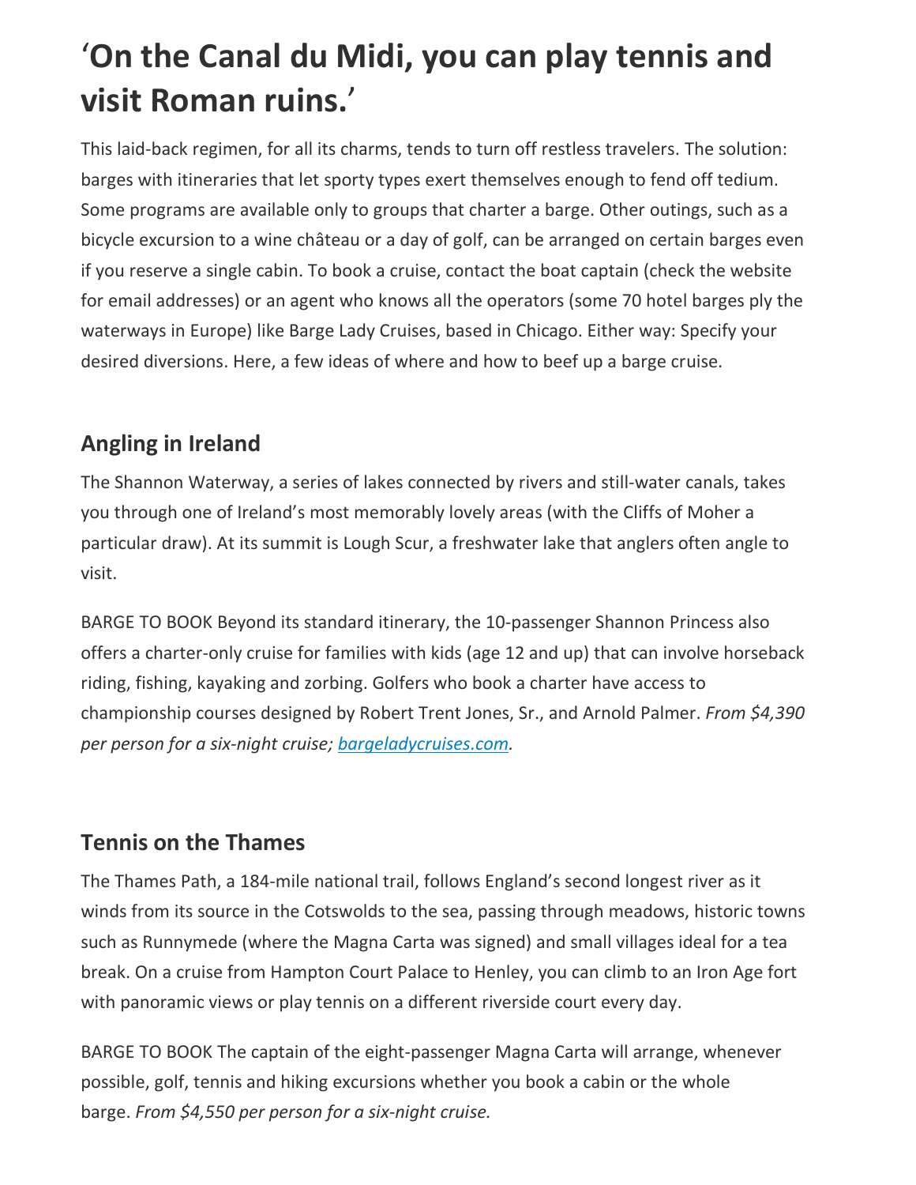# ‘On the Canal du Midi, you can play tennis and visit Roman ruins.’

This laid-back regimen, for all its charms, tends to turn off restless travelers. The solution: barges with itineraries that let sporty types exert themselves enough to fend off tedium. Some programs are available only to groups that charter a barge. Other outings, such as a bicycle excursion to a wine château or a day of golf, can be arranged on certain barges even if you reserve a single cabin. To book a cruise, contact the boat captain (check the website for email addresses) or an agent who knows all the operators (some 70 hotel barges ply the waterways in Europe) like Barge Lady Cruises, based in Chicago. Either way: Specify your desired diversions. Here, a few ideas of where and how to beef up a barge cruise.

## Angling in Ireland

The Shannon Waterway, a series of lakes connected by rivers and still-water canals, takes you through one of Ireland’s most memorably lovely areas (with the Cliffs of Moher a particular draw). At its summit is Lough Scur, a freshwater lake that anglers often angle to visit.

BARGE TO BOOK Beyond its standard itinerary, the 10-passenger Shannon Princess also offers a charter-only cruise for families with kids (age 12 and up) that can involve horseback riding, fishing, kayaking and zorbing. Golfers who book a charter have access to championship courses designed by Robert Trent Jones, Sr., and Arnold Palmer. *From $4,390 per person for a six-night cruise; [bargeladycruises.com](bargeladycruises.com).*

## Tennis on the Thames

The Thames Path, a 184-mile national trail, follows England’s second longest river as it winds from its source in the Cotswolds to the sea, passing through meadows, historic towns such as Runnymede (where the Magna Carta was signed) and small villages ideal for a tea break. On a cruise from Hampton Court Palace to Henley, you can climb to an Iron Age fort with panoramic views or play tennis on a different riverside court every day.

BARGE TO BOOK The captain of the eight-passenger Magna Carta will arrange, whenever possible, golf, tennis and hiking excursions whether you book a cabin or the whole barge. *From $4,550 per person for a six-night cruise.*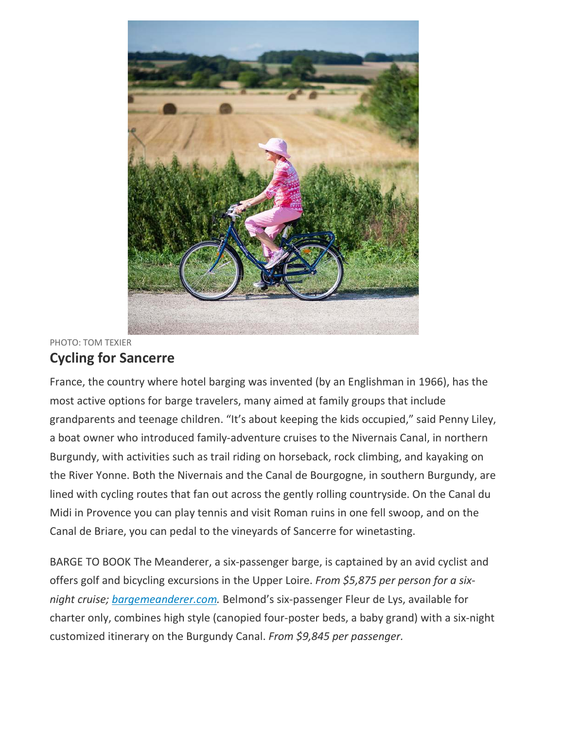PHOTO: TOM TEXIER

## Cycling for Sancerre

France, the country where hotel barging was invented (by an Englishman in 1966), has the most active options for barge travelers, many aimed at family groups that include grandparents and teenage children. “It’s about keeping the kids occupied,” said Penny Liley, a boat owner who introduced family-adventure cruises to the Nivernais Canal, in northern Burgundy, with activities such as trail riding on horseback, rock climbing, and kayaking on the River Yonne. Both the Nivernais and the Canal de Bourgogne, in southern Burgundy, are lined with cycling routes that fan out across the gently rolling countryside. On the Canal du Midi in Provence you can play tennis and visit Roman ruins in one fell swoop, and on the Canal de Briare, you can pedal to the vineyards of Sancerre for winetasting.

BARGE TO BOOK The Meanderer, a six-passenger barge, is captained by an avid cyclist and offers golf and bicycling excursions in the Upper Loire. *From $5,875 per person for a six-night cruise; [bargemeanderer.com](bargemeanderer.com).* Belmond’s six-passenger Fleur de Lys, available for charter only, combines high style (canopied four-poster beds, a baby grand) with a six-night customized itinerary on the Burgundy Canal. *From $9,845 per passenger.*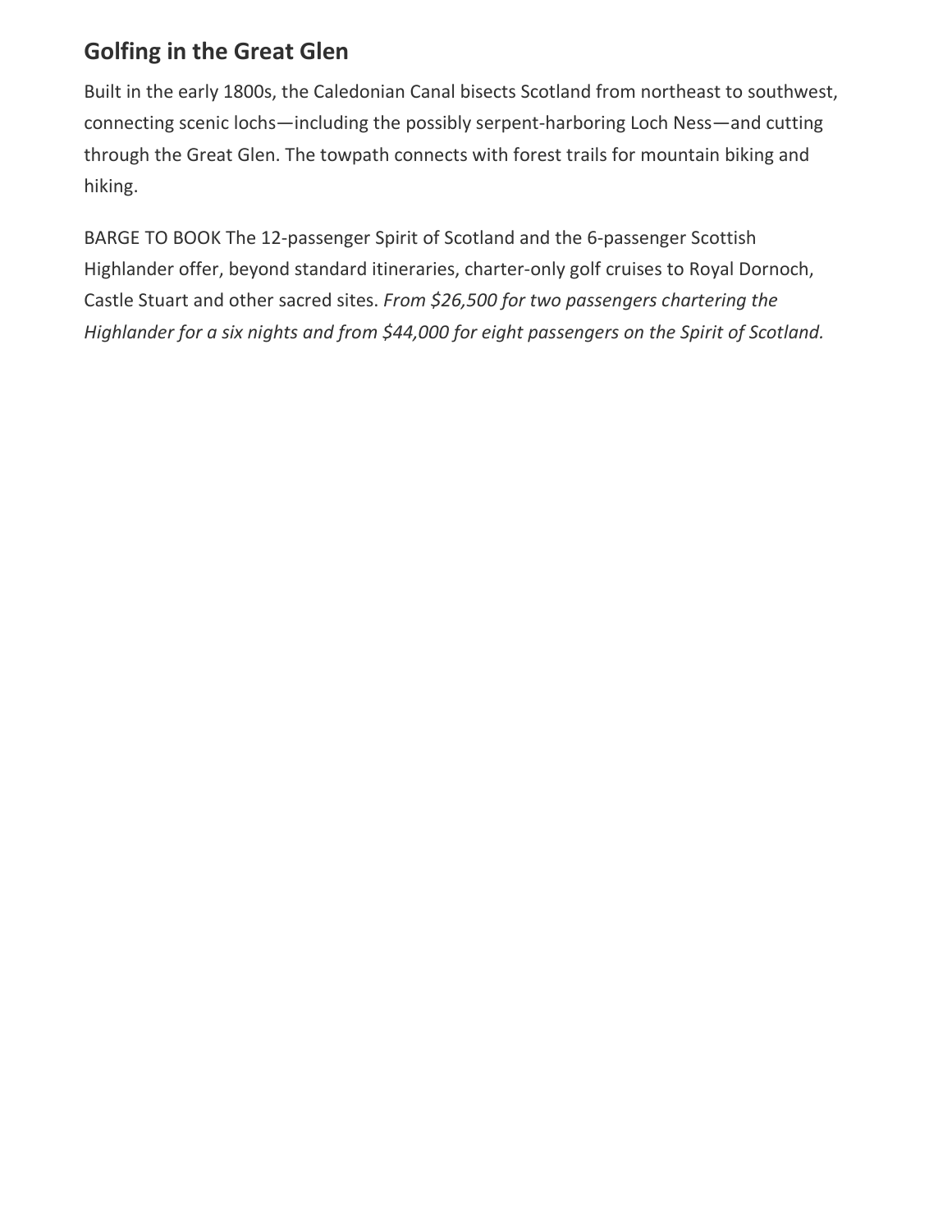## Golfing in the Great Glen

Built in the early 1800s, the Caledonian Canal bisects Scotland from northeast to southwest, connecting scenic lochs—including the possibly serpent-harboring Loch Ness—and cutting through the Great Glen. The towpath connects with forest trails for mountain biking and hiking.

BARGE TO BOOK The 12-passenger Spirit of Scotland and the 6-passenger Scottish Highlander offer, beyond standard itineraries, charter-only golf cruises to Royal Dornoch, Castle Stuart and other sacred sites. *From $26,500 for two passengers chartering the Highlander for a six nights and from $44,000 for eight passengers on the Spirit of Scotland.*